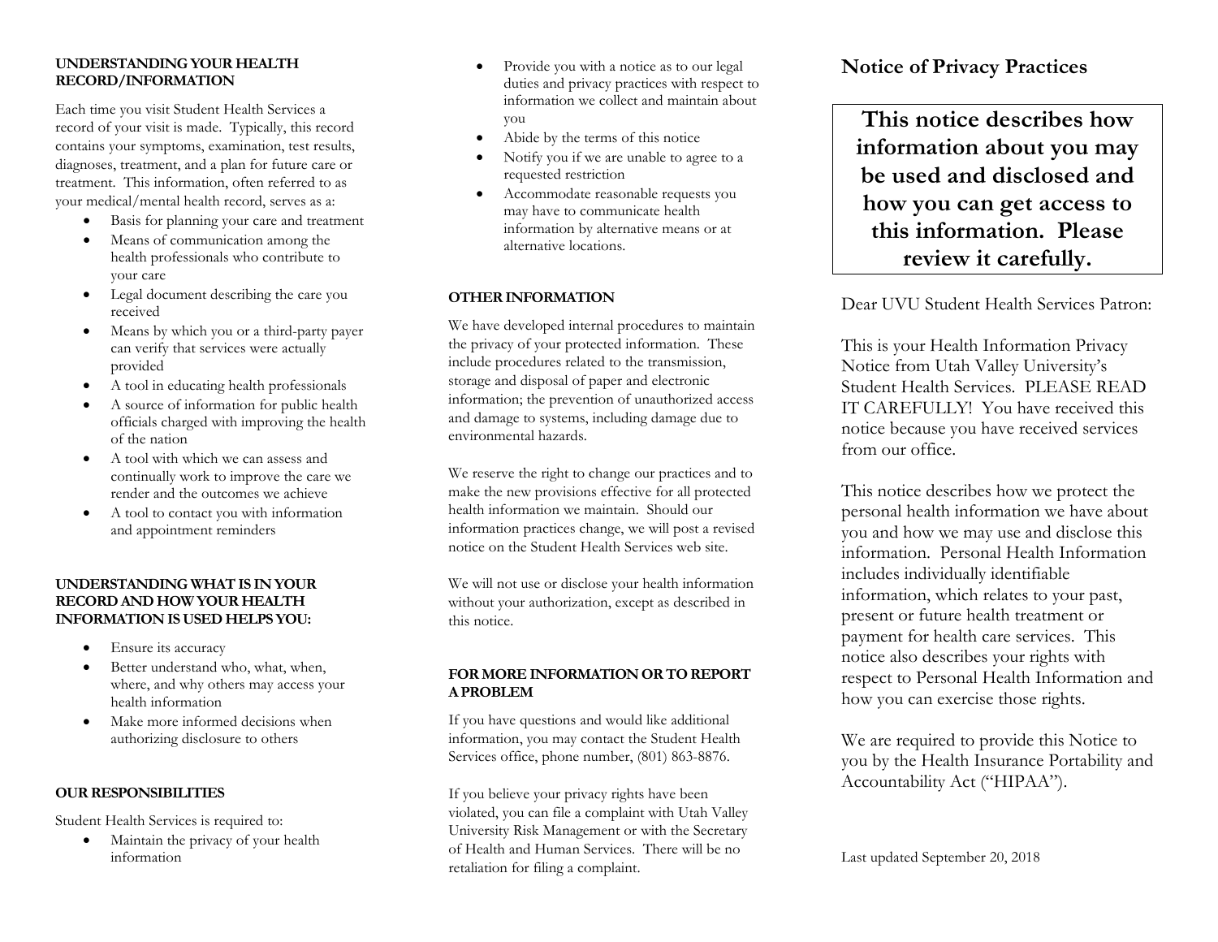## UNDERSTANDING YOUR HEALTH RECORD/INFORMATION

Each time you visit Student Health Services a record of your visit is made. Typically, this record contains your symptoms, examination, test results, diagnoses, treatment, and a plan for future care or treatment. This information, often referred to as your medical/mental health record, serves as a:

- Basis for planning your care and treatment
- Means of communication among the health professionals who contribute to your care
- Legal document describing the care you received
- Means by which you or a third-party payer can verify that services were actually provided
- A tool in educating health professionals
- A source of information for public health officials charged with improving the health of the nation
- A tool with which we can assess and continually work to improve the care we render and the outcomes we achieve
- A tool to contact you with information and appointment reminders

## UNDERSTANDING WHAT IS IN YOUR RECORD AND HOW YOUR HEALTH INFORMATION IS USED HELPS YOU:

- Ensure its accuracy
- Better understand who, what, when, where, and why others may access your health information
- Make more informed decisions when authorizing disclosure to others

## OUR RESPONSIBILITIES

Student Health Services is required to:

- Maintain the privacy of your health information
- Provide you with a notice as to our legal duties and privacy practices with respect to information we collect and maintain about you
- Abide by the terms of this notice
- Notify you if we are unable to agree to a requested restriction
- Accommodate reasonable requests you may have to communicate health information by alternative means or at alternative locations.

## OTHER INFORMATION

We have developed internal procedures to maintain the privacy of your protected information. These include procedures related to the transmission, storage and disposal of paper and electronic information; the prevention of unauthorized access and damage to systems, including damage due to environmental hazards.

We reserve the right to change our practices and to make the new provisions effective for all protected health information we maintain. Should our information practices change, we will post a revised notice on the Student Health Services web site.

We will not use or disclose your health information without your authorization, except as described in this notice.

## FOR MORE INFORMATION OR TO REPORT A PROBLEM

If you have questions and would like additional information, you may contact the Student Health Services office, phone number, (801) 863-8876.

If you believe your privacy rights have been violated, you can file a complaint with Utah Valley University Risk Management or with the Secretary of Health and Human Services. There will be no retaliation for filing a complaint.

# Notice of Privacy Practices

**This notice describes how information about you may be used and disclosed and how you can get access to this information. Please review it carefully.**

Dear UVU Student Health Services Patron:

This is your Health Information Privacy Notice from Utah Valley University's Student Health Services. PLEASE READ IT CAREFULLY! You have received this notice because you have received services from our office.

This notice describes how we protect the personal health information we have about you and how we may use and disclose this information. Personal Health Information includes individually identifiable information, which relates to your past, present or future health treatment or payment for health care services. This notice also describes your rights with respect to Personal Health Information and how you can exercise those rights.

We are required to provide this Notice to you by the Health Insurance Portability and Accountability Act ("HIPAA").

Last updated September 20, 2018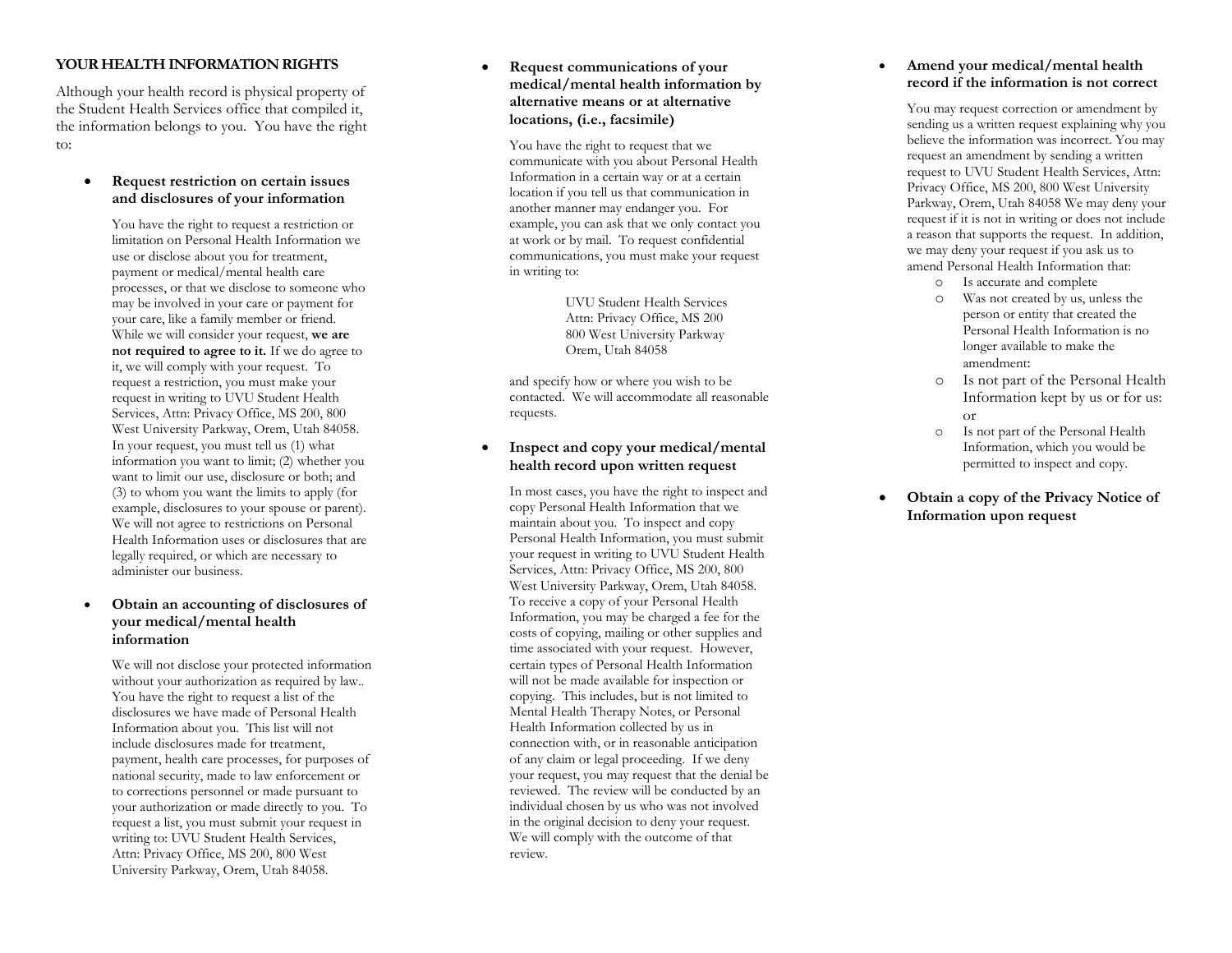## YOUR HEALTH INFORMATION RIGHTS

Although your health record is physical property of the Student Health Services office that compiled it, the information belongs to you. You have the right to:

- **Request restriction on certain issues and disclosures of your information**

  You have the right to request a restriction or limitation on Personal Health Information we use or disclose about you for treatment, payment or medical/mental health care processes, or that we disclose to someone who may be involved in your care or payment for your care, like a family member or friend. While we will consider your request, **we are not required to agree to it.** If we do agree to it, we will comply with your request. To request a restriction, you must make your request in writing to UVU Student Health Services, Attn: Privacy Office, MS 200, 800 West University Parkway, Orem, Utah 84058. In your request, you must tell us (1) what information you want to limit; (2) whether you want to limit our use, disclosure or both; and (3) to whom you want the limits to apply (for example, disclosures to your spouse or parent). We will not agree to restrictions on Personal Health Information uses or disclosures that are legally required, or which are necessary to administer our business.

- **Obtain an accounting of disclosures of your medical/mental health information**

  We will not disclose your protected information without your authorization as required by law.. You have the right to request a list of the disclosures we have made of Personal Health Information about you. This list will not include disclosures made for treatment, payment, health care processes, for purposes of national security, made to law enforcement or to corrections personnel or made pursuant to your authorization or made directly to you. To request a list, you must submit your request in writing to: UVU Student Health Services, Attn: Privacy Office, MS 200, 800 West University Parkway, Orem, Utah 84058.

- **Request communications of your medical/mental health information by alternative means or at alternative locations, (i.e., facsimile)**

  You have the right to request that we communicate with you about Personal Health Information in a certain way or at a certain location if you tell us that communication in another manner may endanger you. For example, you can ask that we only contact you at work or by mail. To request confidential communications, you must make your request in writing to:

  UVU Student Health Services
  Attn: Privacy Office, MS 200
  800 West University Parkway
  Orem, Utah 84058

  and specify how or where you wish to be contacted. We will accommodate all reasonable requests.

- **Inspect and copy your medical/mental health record upon written request**

  In most cases, you have the right to inspect and copy Personal Health Information that we maintain about you. To inspect and copy Personal Health Information, you must submit your request in writing to UVU Student Health Services, Attn: Privacy Office, MS 200, 800 West University Parkway, Orem, Utah 84058. To receive a copy of your Personal Health Information, you may be charged a fee for the costs of copying, mailing or other supplies and time associated with your request. However, certain types of Personal Health Information will not be made available for inspection or copying. This includes, but is not limited to Mental Health Therapy Notes, or Personal Health Information collected by us in connection with, or in reasonable anticipation of any claim or legal proceeding. If we deny your request, you may request that the denial be reviewed. The review will be conducted by an individual chosen by us who was not involved in the original decision to deny your request. We will comply with the outcome of that review.

- **Amend your medical/mental health record if the information is not correct**

  You may request correction or amendment by sending us a written request explaining why you believe the information was incorrect. You may request an amendment by sending a written request to UVU Student Health Services, Attn: Privacy Office, MS 200, 800 West University Parkway, Orem, Utah 84058 We may deny your request if it is not in writing or does not include a reason that supports the request. In addition, we may deny your request if you ask us to amend Personal Health Information that:

  - Is accurate and complete
  - Was not created by us, unless the person or entity that created the Personal Health Information is no longer available to make the amendment:
  - Is not part of the Personal Health Information kept by us or for us: or
  - Is not part of the Personal Health Information, which you would be permitted to inspect and copy.

- **Obtain a copy of the Privacy Notice of Information upon request**